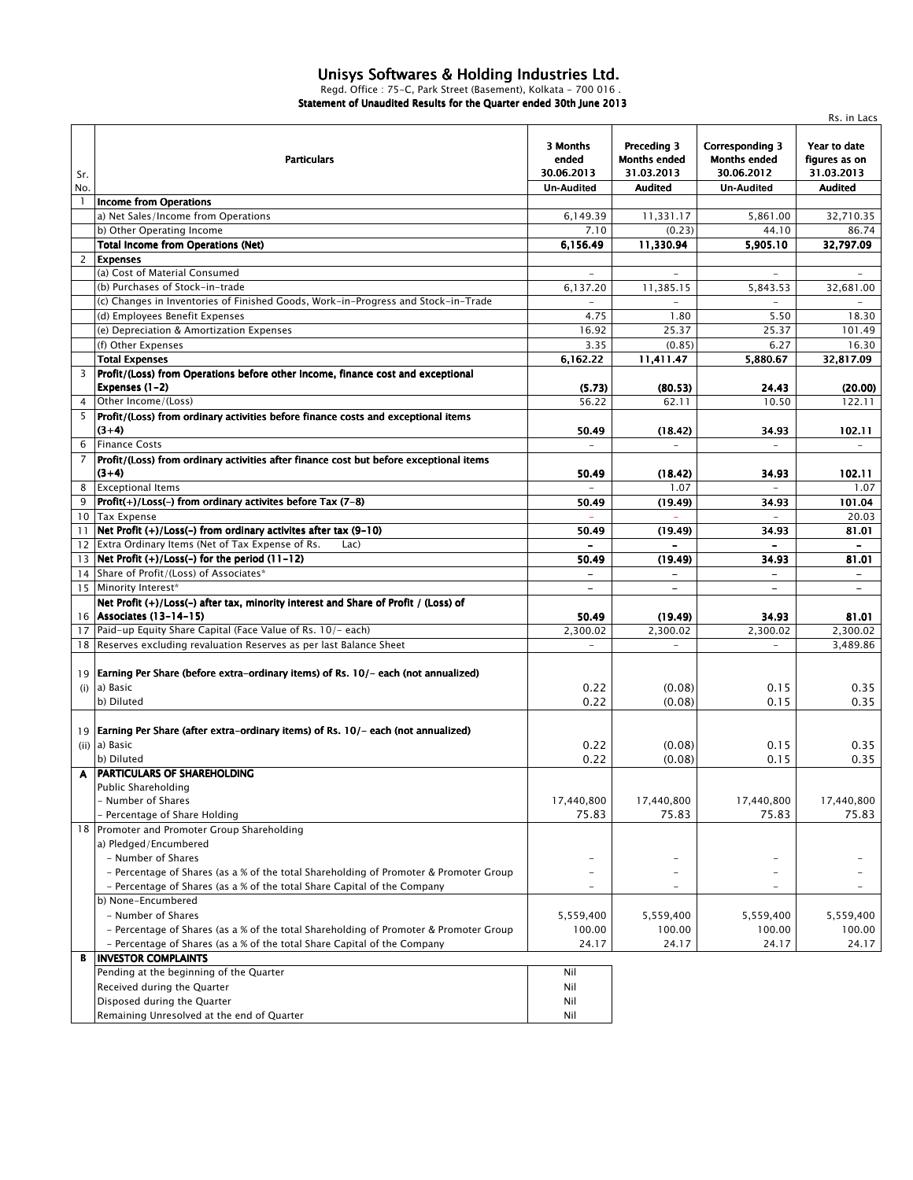# Unisys Softwares & Holding Industries Ltd.

Regd. Office : 75-C, Park Street (Basement), Kolkata - 700 016 .

**Statement of Unaudited Results for the Quarter ended 30th June 2013**

Rs. in Lacs

| Sr. No. | Particulars | 3 Months ended 30.06.2013 | Preceding 3 Months ended 31.03.2013 | Corresponding 3 Months ended 30.06.2012 | Year to date figures as on 31.03.2013 |
|---|---|---|---|---|---|
| | | **Un-Audited** | **Audited** | **Un-Audited** | **Audited** |
| 1 | **Income from Operations** | | | | |
| | a) Net Sales/Income from Operations | 6,149.39 | 11,331.17 | 5,861.00 | 32,710.35 |
| | b) Other Operating Income | 7.10 | (0.23) | 44.10 | 86.74 |
| | **Total Income from Operations (Net)** | **6,156.49** | **11,330.94** | **5,905.10** | **32,797.09** |
| 2 | **Expenses** | | | | |
| | (a) Cost of Material Consumed | - | - | - | - |
| | (b) Purchases of Stock-in-trade | 6,137.20 | 11,385.15 | 5,843.53 | 32,681.00 |
| | (c) Changes in Inventories of Finished Goods, Work-in-Progress and Stock-in-Trade | - | - | - | - |
| | (d) Employees Benefit Expenses | 4.75 | 1.80 | 5.50 | 18.30 |
| | (e) Depreciation & Amortization Expenses | 16.92 | 25.37 | 25.37 | 101.49 |
| | (f) Other Expenses | 3.35 | (0.85) | 6.27 | 16.30 |
| | **Total Expenses** | **6,162.22** | **11,411.47** | **5,880.67** | **32,817.09** |
| 3 | **Profit/(Loss) from Operations before other Income, finance cost and exceptional Expenses (1-2)** | **(5.73)** | **(80.53)** | **24.43** | **(20.00)** |
| 4 | Other Income/(Loss) | 56.22 | 62.11 | 10.50 | 122.11 |
| 5 | **Profit/(Loss) from ordinary activities before finance costs and exceptional items (3+4)** | **50.49** | **(18.42)** | **34.93** | **102.11** |
| 6 | Finance Costs | - | - | - | - |
| 7 | **Profit/(Loss) from ordinary activities after finance cost but before exceptional items (3+4)** | **50.49** | **(18.42)** | **34.93** | **102.11** |
| 8 | Exceptional Items | - | 1.07 | - | 1.07 |
| 9 | **Profit(+)/Loss(-) from ordinary activites before Tax (7-8)** | **50.49** | **(19.49)** | **34.93** | **101.04** |
| 10 | Tax Expense | - | - | - | 20.03 |
| 11 | **Net Profit (+)/Loss(-) from ordinary activites after tax (9-10)** | **50.49** | **(19.49)** | **34.93** | **81.01** |
| 12 | Extra Ordinary Items (Net of Tax Expense of Rs. Lac) | - | - | - | - |
| 13 | **Net Profit (+)/Loss(-) for the period (11-12)** | **50.49** | **(19.49)** | **34.93** | **81.01** |
| 14 | Share of Profit/(Loss) of Associates* | - | - | - | - |
| 15 | Minority Interest* | - | - | - | - |
| 16 | **Net Profit (+)/Loss(-) after tax, minority interest and Share of Profit / (Loss) of Associates (13-14-15)** | **50.49** | **(19.49)** | **34.93** | **81.01** |
| 17 | Paid-up Equity Share Capital (Face Value of Rs. 10/- each) | 2,300.02 | 2,300.02 | 2,300.02 | 2,300.02 |
| 18 | Reserves excluding revaluation Reserves as per last Balance Sheet | - | - | - | 3,489.86 |
| 19 (i) | **Earning Per Share (before extra-ordinary items) of Rs. 10/- each (not annualized)** | | | | |
| | a) Basic | 0.22 | (0.08) | 0.15 | 0.35 |
| | b) Diluted | 0.22 | (0.08) | 0.15 | 0.35 |
| 19 (ii) | **Earning Per Share (after extra-ordinary items) of Rs. 10/- each (not annualized)** | | | | |
| | a) Basic | 0.22 | (0.08) | 0.15 | 0.35 |
| | b) Diluted | 0.22 | (0.08) | 0.15 | 0.35 |
| **A** | **PARTICULARS OF SHAREHOLDING** | | | | |
| | Public Shareholding | | | | |
| | - Number of Shares | 17,440,800 | 17,440,800 | 17,440,800 | 17,440,800 |
| | - Percentage of Share Holding | 75.83 | 75.83 | 75.83 | 75.83 |
| 18 | Promoter and Promoter Group Shareholding | | | | |
| | a) Pledged/Encumbered | | | | |
| | - Number of Shares | - | - | - | - |
| | - Percentage of Shares (as a % of the total Shareholding of Promoter & Promoter Group | - | - | - | - |
| | - Percentage of Shares (as a % of the total Share Capital of the Company | - | - | - | - |
| | b) None-Encumbered | | | | |
| | - Number of Shares | 5,559,400 | 5,559,400 | 5,559,400 | 5,559,400 |
| | - Percentage of Shares (as a % of the total Shareholding of Promoter & Promoter Group | 100.00 | 100.00 | 100.00 | 100.00 |
| | - Percentage of Shares (as a % of the total Share Capital of the Company | 24.17 | 24.17 | 24.17 | 24.17 |
| **B** | **INVESTOR COMPLAINTS** | | | | |
| | Pending at the beginning of the Quarter | Nil | | | |
| | Received during the Quarter | Nil | | | |
| | Disposed during the Quarter | Nil | | | |
| | Remaining Unresolved at the end of Quarter | Nil | | | |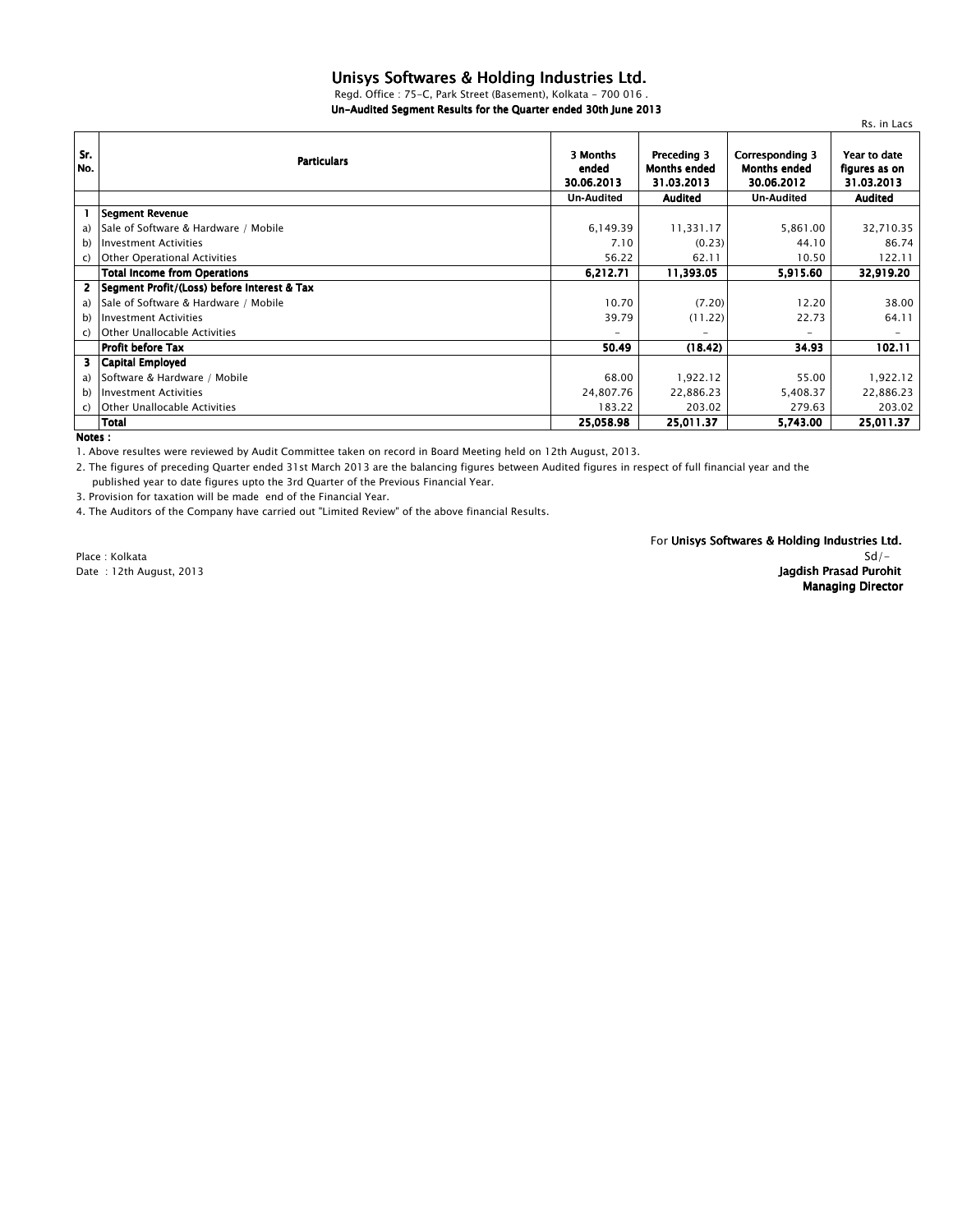# Unisys Softwares & Holding Industries Ltd.

Regd. Office : 75-C, Park Street (Basement), Kolkata - 700 016 .

**Un-Audited Segment Results for the Quarter ended 30th June 2013**

Rs. in Lacs

| Sr. No. | Particulars | 3 Months ended 30.06.2013 | Preceding 3 Months ended 31.03.2013 | Corresponding 3 Months ended 30.06.2012 | Year to date figures as on 31.03.2013 |
|---|---|---|---|---|---|
| | | Un-Audited | Audited | Un-Audited | Audited |
| 1 | **Segment Revenue** | | | | |
| a) | Sale of Software & Hardware / Mobile | 6,149.39 | 11,331.17 | 5,861.00 | 32,710.35 |
| b) | Investment Activities | 7.10 | (0.23) | 44.10 | 86.74 |
| c) | Other Operational Activities | 56.22 | 62.11 | 10.50 | 122.11 |
| | **Total Income from Operations** | **6,212.71** | **11,393.05** | **5,915.60** | **32,919.20** |
| 2 | **Segment Profit/(Loss) before Interest & Tax** | | | | |
| a) | Sale of Software & Hardware / Mobile | 10.70 | (7.20) | 12.20 | 38.00 |
| b) | Investment Activities | 39.79 | (11.22) | 22.73 | 64.11 |
| c) | Other Unallocable Activities | - | - | - | - |
| | **Profit before Tax** | **50.49** | **(18.42)** | **34.93** | **102.11** |
| 3 | **Capital Employed** | | | | |
| a) | Software & Hardware / Mobile | 68.00 | 1,922.12 | 55.00 | 1,922.12 |
| b) | Investment Activities | 24,807.76 | 22,886.23 | 5,408.37 | 22,886.23 |
| c) | Other Unallocable Activities | 183.22 | 203.02 | 279.63 | 203.02 |
| | **Total** | **25,058.98** | **25,011.37** | **5,743.00** | **25,011.37** |

**Notes :**

1. Above resultes were reviewed by Audit Committee taken on record in Board Meeting held on 12th August, 2013.
2. The figures of preceding Quarter ended 31st March 2013 are the balancing figures between Audited figures in respect of full financial year and the published year to date figures upto the 3rd Quarter of the Previous Financial Year.
3. Provision for taxation will be made end of the Financial Year.
4. The Auditors of the Company have carried out "Limited Review" of the above financial Results.

For **Unisys Softwares & Holding Industries Ltd.**

Sd/-

**Jagdish Prasad Purohit**

**Managing Director**

Place : Kolkata

Date : 12th August, 2013